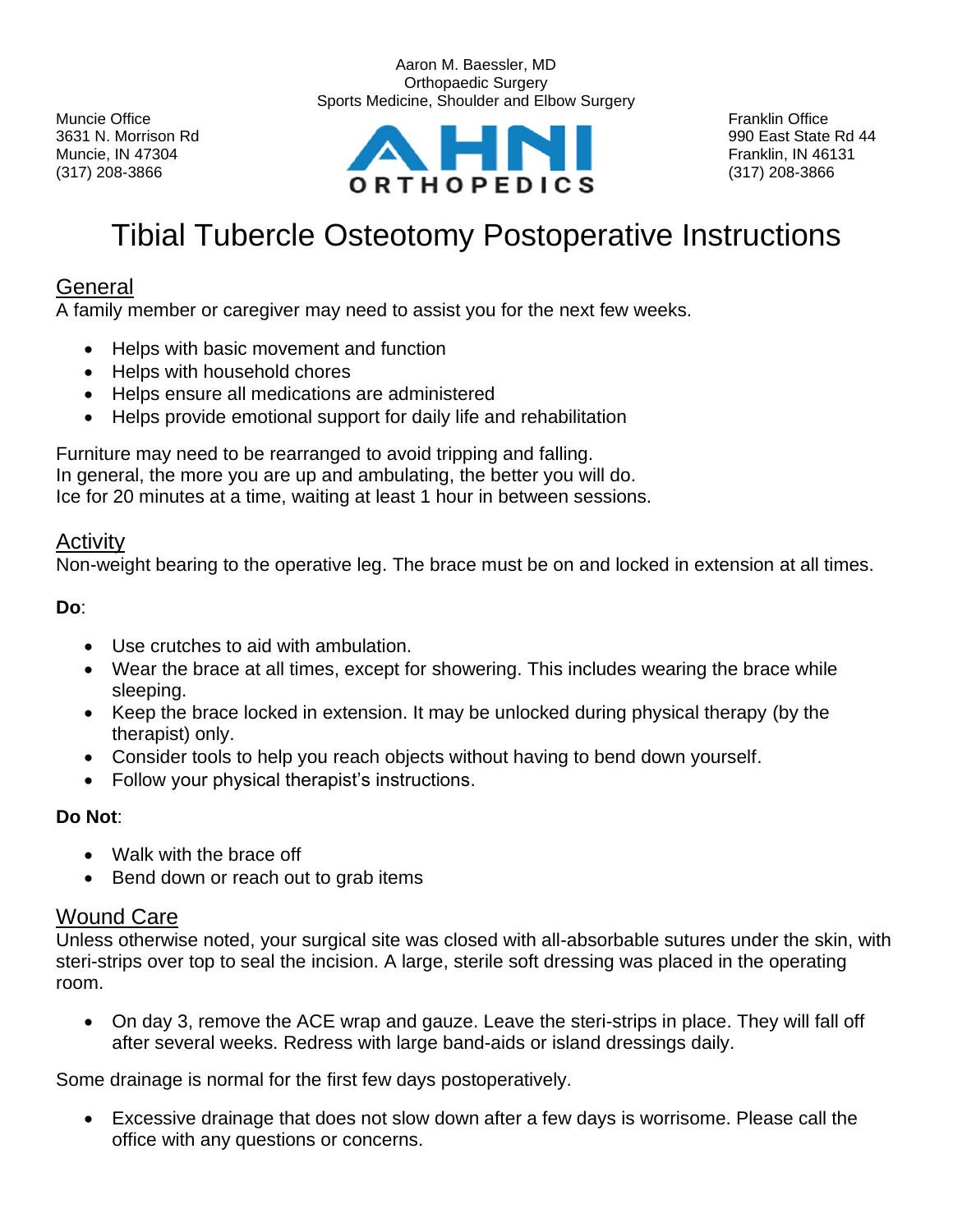Aaron M. Baessler, MD
Orthopaedic Surgery
Sports Medicine, Shoulder and Elbow Surgery

Muncie Office
3631 N. Morrison Rd
Muncie, IN 47304
(317) 208-3866

AHNI ORTHOPEDICS

Franklin Office
990 East State Rd 44
Franklin, IN 46131
(317) 208-3866

# Tibial Tubercle Osteotomy Postoperative Instructions

## General

A family member or caregiver may need to assist you for the next few weeks.

- Helps with basic movement and function
- Helps with household chores
- Helps ensure all medications are administered
- Helps provide emotional support for daily life and rehabilitation

Furniture may need to be rearranged to avoid tripping and falling.
In general, the more you are up and ambulating, the better you will do.
Ice for 20 minutes at a time, waiting at least 1 hour in between sessions.

## Activity

Non-weight bearing to the operative leg. The brace must be on and locked in extension at all times.

**Do**:

- Use crutches to aid with ambulation.
- Wear the brace at all times, except for showering. This includes wearing the brace while sleeping.
- Keep the brace locked in extension. It may be unlocked during physical therapy (by the therapist) only.
- Consider tools to help you reach objects without having to bend down yourself.
- Follow your physical therapist's instructions.

**Do Not**:

- Walk with the brace off
- Bend down or reach out to grab items

## Wound Care

Unless otherwise noted, your surgical site was closed with all-absorbable sutures under the skin, with steri-strips over top to seal the incision. A large, sterile soft dressing was placed in the operating room.

- On day 3, remove the ACE wrap and gauze. Leave the steri-strips in place. They will fall off after several weeks. Redress with large band-aids or island dressings daily.

Some drainage is normal for the first few days postoperatively.

- Excessive drainage that does not slow down after a few days is worrisome. Please call the office with any questions or concerns.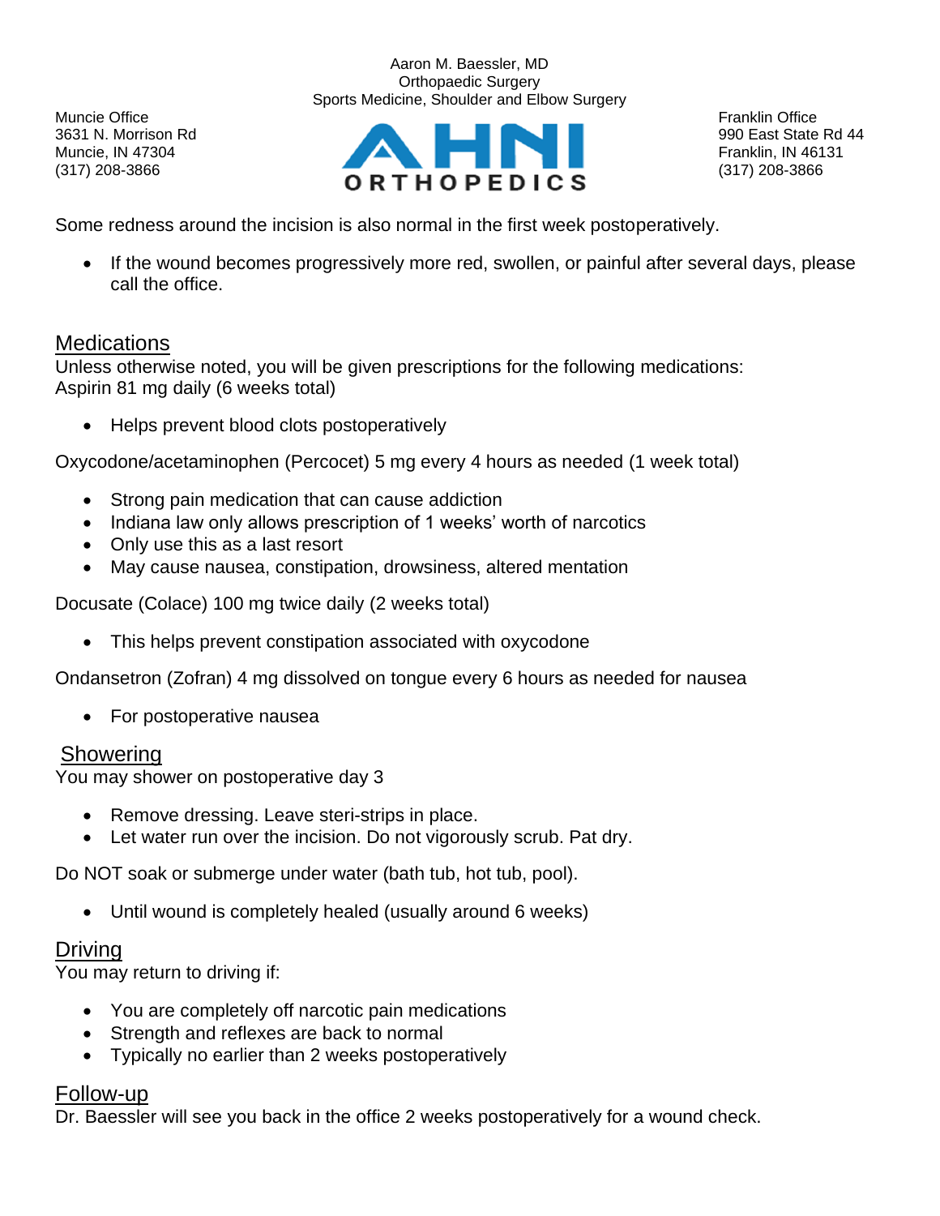Some redness around the incision is also normal in the first week postoperatively.

- If the wound becomes progressively more red, swollen, or painful after several days, please call the office.

## Medications

Unless otherwise noted, you will be given prescriptions for the following medications:
Aspirin 81 mg daily (6 weeks total)

- Helps prevent blood clots postoperatively

Oxycodone/acetaminophen (Percocet) 5 mg every 4 hours as needed (1 week total)

- Strong pain medication that can cause addiction
- Indiana law only allows prescription of 1 weeks' worth of narcotics
- Only use this as a last resort
- May cause nausea, constipation, drowsiness, altered mentation

Docusate (Colace) 100 mg twice daily (2 weeks total)

- This helps prevent constipation associated with oxycodone

Ondansetron (Zofran) 4 mg dissolved on tongue every 6 hours as needed for nausea

- For postoperative nausea

## Showering

You may shower on postoperative day 3

- Remove dressing. Leave steri-strips in place.
- Let water run over the incision. Do not vigorously scrub. Pat dry.

Do NOT soak or submerge under water (bath tub, hot tub, pool).

- Until wound is completely healed (usually around 6 weeks)

## Driving

You may return to driving if:

- You are completely off narcotic pain medications
- Strength and reflexes are back to normal
- Typically no earlier than 2 weeks postoperatively

## Follow-up

Dr. Baessler will see you back in the office 2 weeks postoperatively for a wound check.